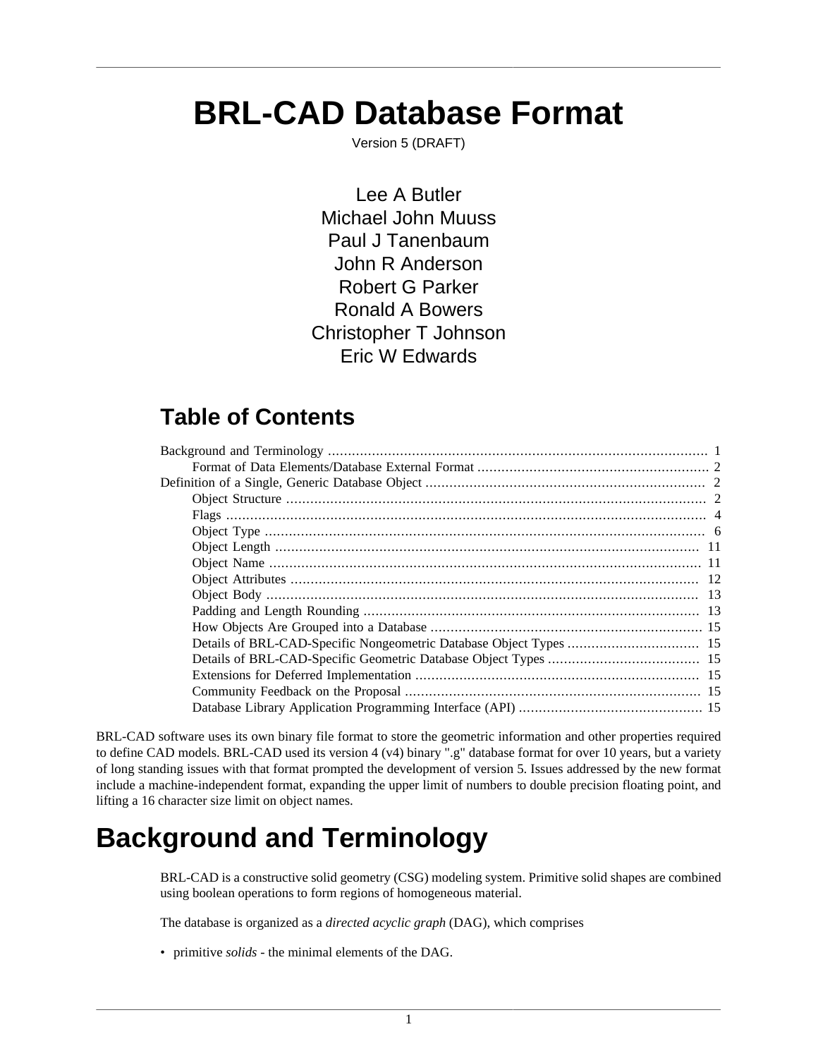# BRL-CAD Database Format

Version 5 (DRAFT)

Lee A Butler
Michael John Muuss
Paul J Tanenbaum
John R Anderson
Robert G Parker
Ronald A Bowers
Christopher T Johnson
Eric W Edwards

## Table of Contents

- Background and Terminology ..... 1
  - Format of Data Elements/Database External Format ..... 2
- Definition of a Single, Generic Database Object ..... 2
  - Object Structure ..... 2
  - Flags ..... 4
  - Object Type ..... 6
  - Object Length ..... 11
  - Object Name ..... 11
  - Object Attributes ..... 12
  - Object Body ..... 13
  - Padding and Length Rounding ..... 13
  - How Objects Are Grouped into a Database ..... 15
  - Details of BRL-CAD-Specific Nongeometric Database Object Types ..... 15
  - Details of BRL-CAD-Specific Geometric Database Object Types ..... 15
  - Extensions for Deferred Implementation ..... 15
  - Community Feedback on the Proposal ..... 15
  - Database Library Application Programming Interface (API) ..... 15

BRL-CAD software uses its own binary file format to store the geometric information and other properties required to define CAD models. BRL-CAD used its version 4 (v4) binary ".g" database format for over 10 years, but a variety of long standing issues with that format prompted the development of version 5. Issues addressed by the new format include a machine-independent format, expanding the upper limit of numbers to double precision floating point, and lifting a 16 character size limit on object names.

# Background and Terminology

BRL-CAD is a constructive solid geometry (CSG) modeling system. Primitive solid shapes are combined using boolean operations to form regions of homogeneous material.

The database is organized as a *directed acyclic graph* (DAG), which comprises

- primitive *solids* - the minimal elements of the DAG.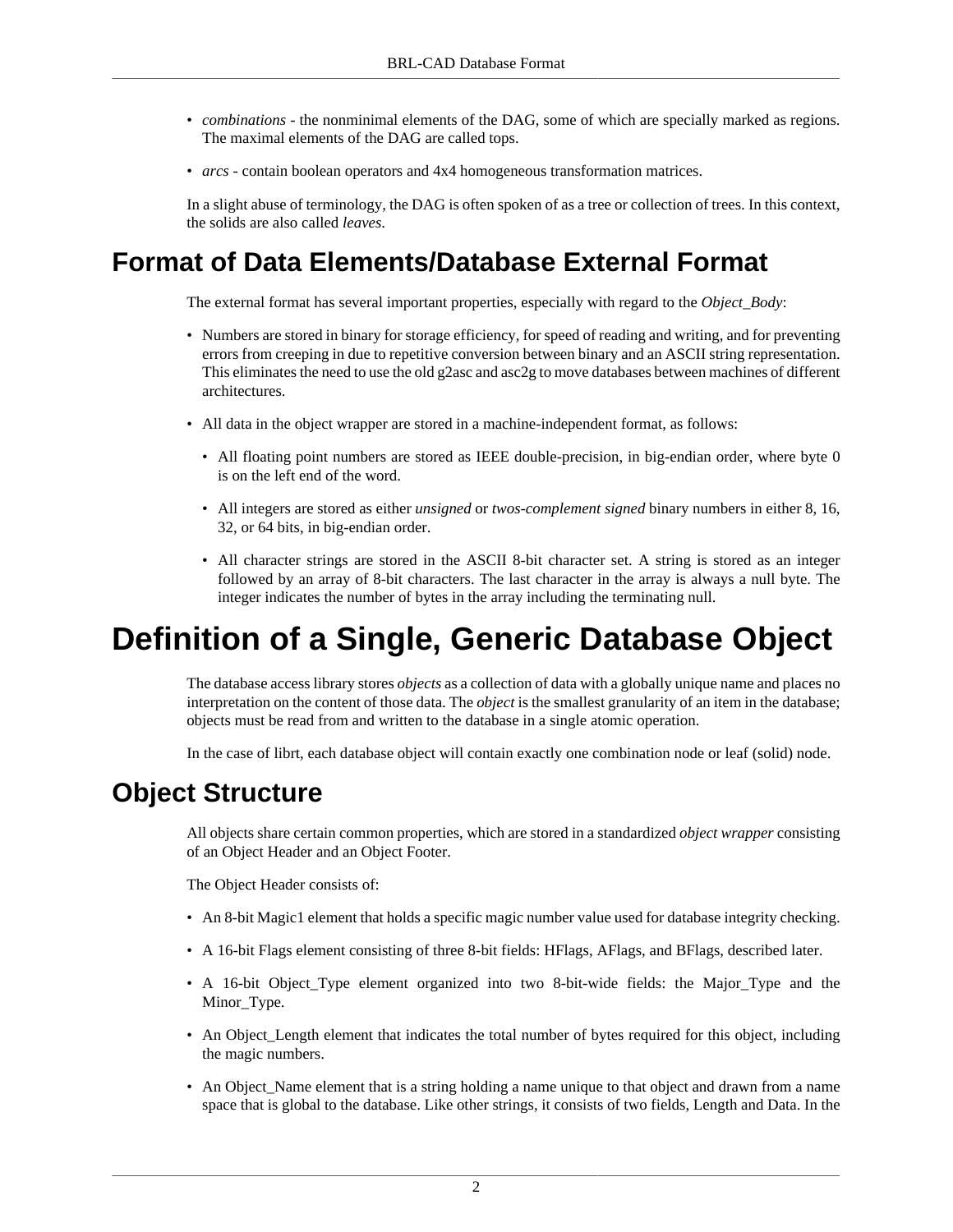- *combinations* - the nonminimal elements of the DAG, some of which are specially marked as regions. The maximal elements of the DAG are called tops.
- *arcs* - contain boolean operators and 4x4 homogeneous transformation matrices.

In a slight abuse of terminology, the DAG is often spoken of as a tree or collection of trees. In this context, the solids are also called *leaves*.

## Format of Data Elements/Database External Format

The external format has several important properties, especially with regard to the *Object_Body*:

- Numbers are stored in binary for storage efficiency, for speed of reading and writing, and for preventing errors from creeping in due to repetitive conversion between binary and an ASCII string representation. This eliminates the need to use the old g2asc and asc2g to move databases between machines of different architectures.
- All data in the object wrapper are stored in a machine-independent format, as follows:
  - All floating point numbers are stored as IEEE double-precision, in big-endian order, where byte 0 is on the left end of the word.
  - All integers are stored as either *unsigned* or *twos-complement signed* binary numbers in either 8, 16, 32, or 64 bits, in big-endian order.
  - All character strings are stored in the ASCII 8-bit character set. A string is stored as an integer followed by an array of 8-bit characters. The last character in the array is always a null byte. The integer indicates the number of bytes in the array including the terminating null.

# Definition of a Single, Generic Database Object

The database access library stores *objects* as a collection of data with a globally unique name and places no interpretation on the content of those data. The *object* is the smallest granularity of an item in the database; objects must be read from and written to the database in a single atomic operation.

In the case of librt, each database object will contain exactly one combination node or leaf (solid) node.

## Object Structure

All objects share certain common properties, which are stored in a standardized *object wrapper* consisting of an Object Header and an Object Footer.

The Object Header consists of:

- An 8-bit Magic1 element that holds a specific magic number value used for database integrity checking.
- A 16-bit Flags element consisting of three 8-bit fields: HFlags, AFlags, and BFlags, described later.
- A 16-bit Object_Type element organized into two 8-bit-wide fields: the Major_Type and the Minor_Type.
- An Object_Length element that indicates the total number of bytes required for this object, including the magic numbers.
- An Object_Name element that is a string holding a name unique to that object and drawn from a name space that is global to the database. Like other strings, it consists of two fields, Length and Data. In the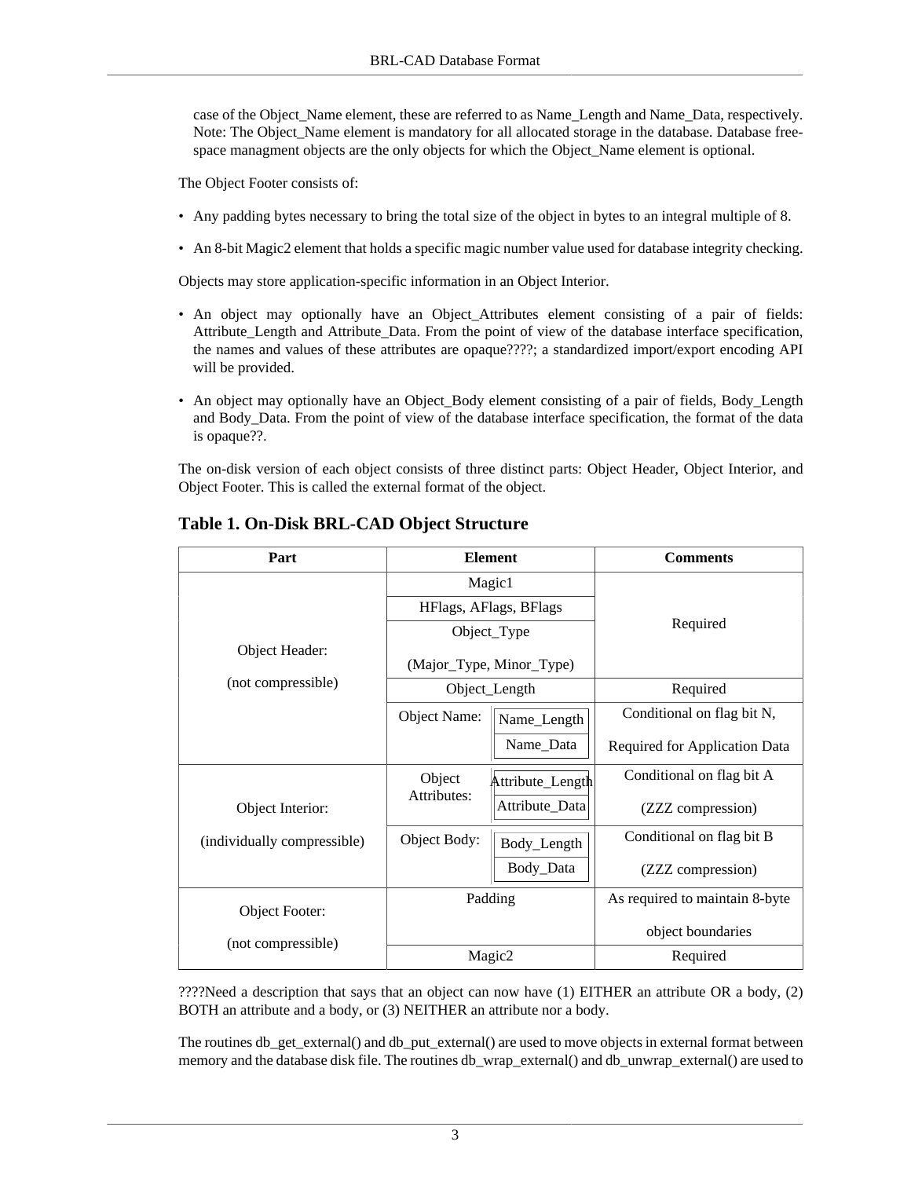case of the Object_Name element, these are referred to as Name_Length and Name_Data, respectively. Note: The Object_Name element is mandatory for all allocated storage in the database. Database free-space managment objects are the only objects for which the Object_Name element is optional.

The Object Footer consists of:

- Any padding bytes necessary to bring the total size of the object in bytes to an integral multiple of 8.
- An 8-bit Magic2 element that holds a specific magic number value used for database integrity checking.

Objects may store application-specific information in an Object Interior.

- An object may optionally have an Object_Attributes element consisting of a pair of fields: Attribute_Length and Attribute_Data. From the point of view of the database interface specification, the names and values of these attributes are opaque????; a standardized import/export encoding API will be provided.
- An object may optionally have an Object_Body element consisting of a pair of fields, Body_Length and Body_Data. From the point of view of the database interface specification, the format of the data is opaque??.

The on-disk version of each object consists of three distinct parts: Object Header, Object Interior, and Object Footer. This is called the external format of the object.

### Table 1. On-Disk BRL-CAD Object Structure

| Part | Element | | Comments |
|---|---|---|---|
| Object Header: (not compressible) | Magic1 | | Required |
| | HFlags, AFlags, BFlags | | |
| | Object_Type (Major_Type, Minor_Type) | | |
| | Object_Length | | Required |
| | Object Name: | Name_Length | Conditional on flag bit N, Required for Application Data |
| | | Name_Data | |
| Object Interior: (individually compressible) | Object Attributes: | Attribute_Length | Conditional on flag bit A (ZZZ compression) |
| | | Attribute_Data | |
| | Object Body: | Body_Length | Conditional on flag bit B (ZZZ compression) |
| | | Body_Data | |
| Object Footer: (not compressible) | Padding | | As required to maintain 8-byte object boundaries |
| | Magic2 | | Required |

????Need a description that says that an object can now have (1) EITHER an attribute OR a body, (2) BOTH an attribute and a body, or (3) NEITHER an attribute nor a body.

The routines db_get_external() and db_put_external() are used to move objects in external format between memory and the database disk file. The routines db_wrap_external() and db_unwrap_external() are used to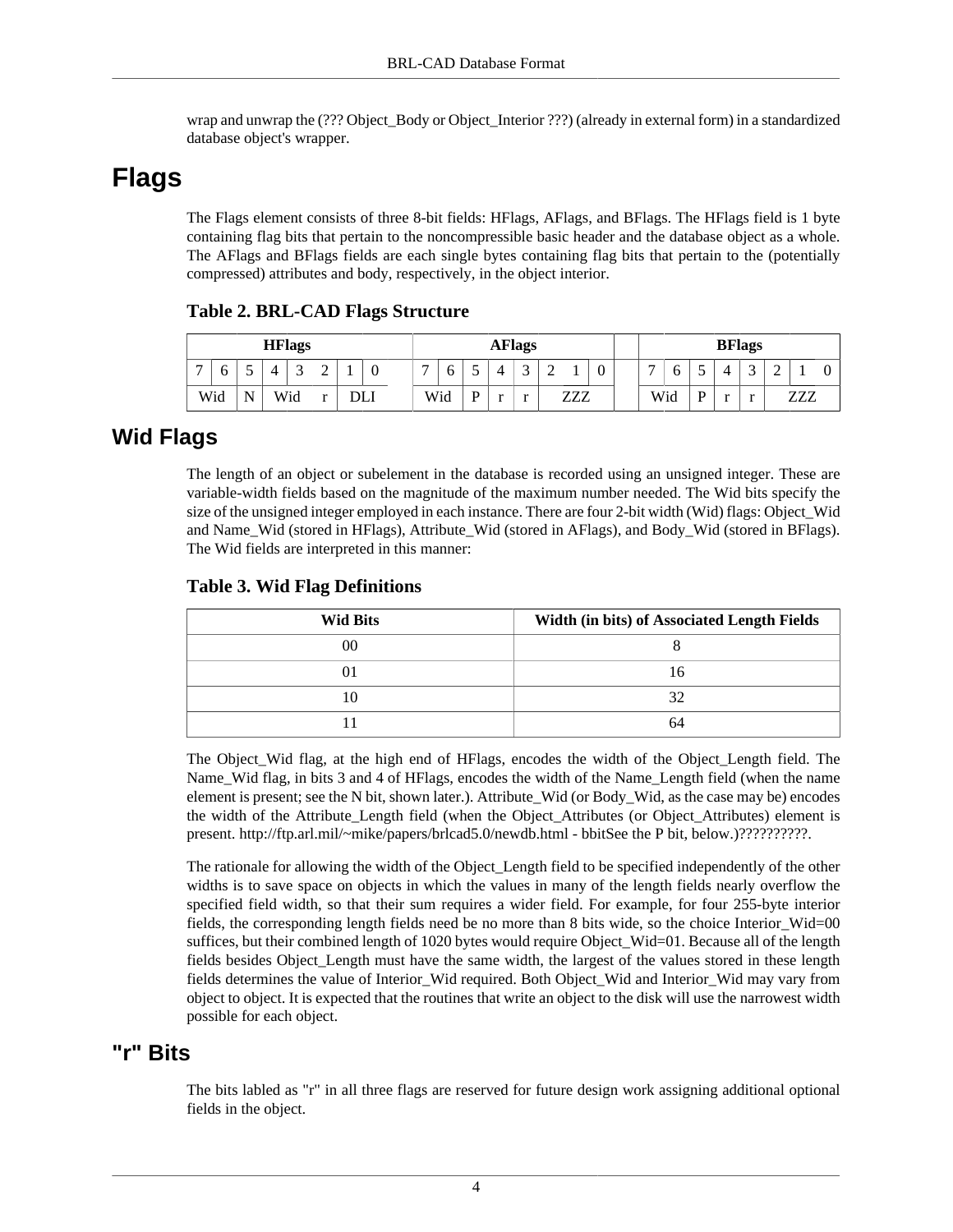wrap and unwrap the (??? Object_Body or Object_Interior ???) (already in external form) in a standardized database object's wrapper.

# Flags

The Flags element consists of three 8-bit fields: HFlags, AFlags, and BFlags. The HFlags field is 1 byte containing flag bits that pertain to the noncompressible basic header and the database object as a whole. The AFlags and BFlags fields are each single bytes containing flag bits that pertain to the (potentially compressed) attributes and body, respectively, in the object interior.

**Table 2. BRL-CAD Flags Structure**

| HFlags | | | | | | | | | AFlags | | | | | | | | | BFlags | | | | | | | |
|---|---|---|---|---|---|---|---|---|---|---|---|---|---|---|---|---|---|---|---|---|---|---|---|---|---|
| 7 | 6 | 5 | 4 | 3 | 2 | 1 | 0 | | 7 | 6 | 5 | 4 | 3 | 2 | 1 | 0 | | 7 | 6 | 5 | 4 | 3 | 2 | 1 | 0 |
| Wid | | N | Wid | | r | DLI | | | Wid | | P | r | r | ZZZ | | | | Wid | | P | r | r | ZZZ | | |

## Wid Flags

The length of an object or subelement in the database is recorded using an unsigned integer. These are variable-width fields based on the magnitude of the maximum number needed. The Wid bits specify the size of the unsigned integer employed in each instance. There are four 2-bit width (Wid) flags: Object_Wid and Name_Wid (stored in HFlags), Attribute_Wid (stored in AFlags), and Body_Wid (stored in BFlags). The Wid fields are interpreted in this manner:

**Table 3. Wid Flag Definitions**

| Wid Bits | Width (in bits) of Associated Length Fields |
|---|---|
| 00 | 8 |
| 01 | 16 |
| 10 | 32 |
| 11 | 64 |

The Object_Wid flag, at the high end of HFlags, encodes the width of the Object_Length field. The Name_Wid flag, in bits 3 and 4 of HFlags, encodes the width of the Name_Length field (when the name element is present; see the N bit, shown later.). Attribute_Wid (or Body_Wid, as the case may be) encodes the width of the Attribute_Length field (when the Object_Attributes (or Object_Attributes) element is present. http://ftp.arl.mil/~mike/papers/brlcad5.0/newdb.html - bbitSee the P bit, below.)??????????.

The rationale for allowing the width of the Object_Length field to be specified independently of the other widths is to save space on objects in which the values in many of the length fields nearly overflow the specified field width, so that their sum requires a wider field. For example, for four 255-byte interior fields, the corresponding length fields need be no more than 8 bits wide, so the choice Interior_Wid=00 suffices, but their combined length of 1020 bytes would require Object_Wid=01. Because all of the length fields besides Object_Length must have the same width, the largest of the values stored in these length fields determines the value of Interior_Wid required. Both Object_Wid and Interior_Wid may vary from object to object. It is expected that the routines that write an object to the disk will use the narrowest width possible for each object.

## "r" Bits

The bits labled as "r" in all three flags are reserved for future design work assigning additional optional fields in the object.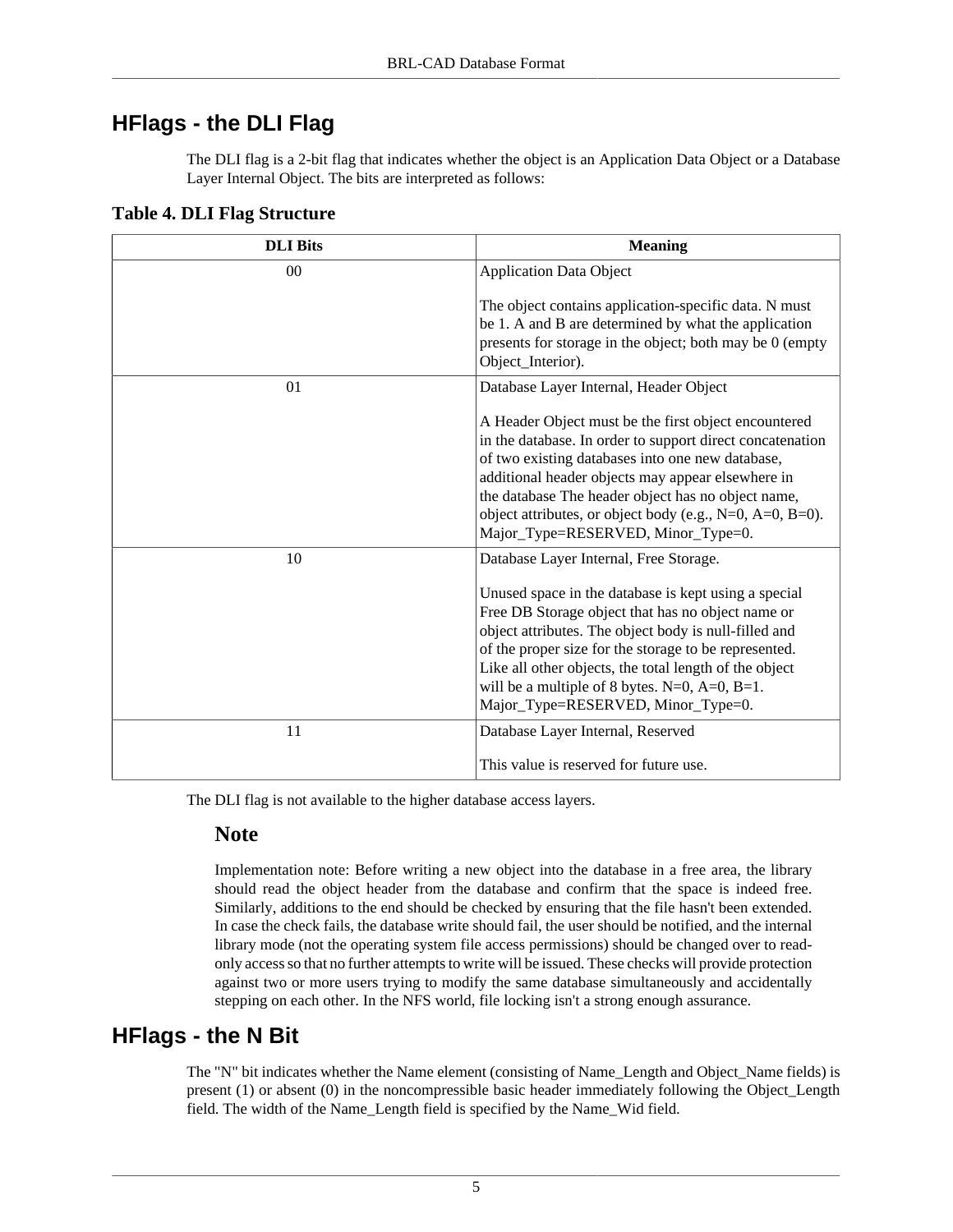## HFlags - the DLI Flag

The DLI flag is a 2-bit flag that indicates whether the object is an Application Data Object or a Database Layer Internal Object. The bits are interpreted as follows:

**Table 4. DLI Flag Structure**

| DLI Bits | Meaning |
| --- | --- |
| 00 | Application Data Object<br><br>The object contains application-specific data. N must be 1. A and B are determined by what the application presents for storage in the object; both may be 0 (empty Object_Interior). |
| 01 | Database Layer Internal, Header Object<br><br>A Header Object must be the first object encountered in the database. In order to support direct concatenation of two existing databases into one new database, additional header objects may appear elsewhere in the database The header object has no object name, object attributes, or object body (e.g., N=0, A=0, B=0). Major_Type=RESERVED, Minor_Type=0. |
| 10 | Database Layer Internal, Free Storage.<br><br>Unused space in the database is kept using a special Free DB Storage object that has no object name or object attributes. The object body is null-filled and of the proper size for the storage to be represented. Like all other objects, the total length of the object will be a multiple of 8 bytes. N=0, A=0, B=1. Major_Type=RESERVED, Minor_Type=0. |
| 11 | Database Layer Internal, Reserved<br><br>This value is reserved for future use. |

The DLI flag is not available to the higher database access layers.

### Note

Implementation note: Before writing a new object into the database in a free area, the library should read the object header from the database and confirm that the space is indeed free. Similarly, additions to the end should be checked by ensuring that the file hasn't been extended. In case the check fails, the database write should fail, the user should be notified, and the internal library mode (not the operating system file access permissions) should be changed over to read-only access so that no further attempts to write will be issued. These checks will provide protection against two or more users trying to modify the same database simultaneously and accidentally stepping on each other. In the NFS world, file locking isn't a strong enough assurance.

## HFlags - the N Bit

The "N" bit indicates whether the Name element (consisting of Name_Length and Object_Name fields) is present (1) or absent (0) in the noncompressible basic header immediately following the Object_Length field. The width of the Name_Length field is specified by the Name_Wid field.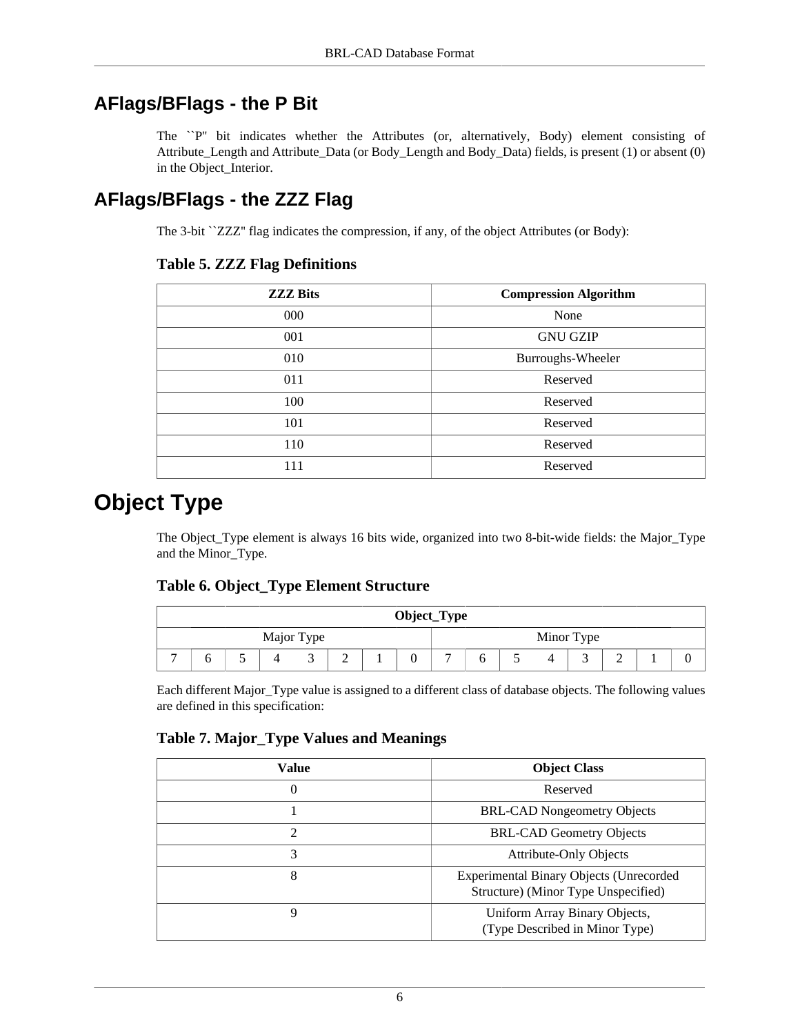## AFlags/BFlags - the P Bit

The ``P'' bit indicates whether the Attributes (or, alternatively, Body) element consisting of Attribute_Length and Attribute_Data (or Body_Length and Body_Data) fields, is present (1) or absent (0) in the Object_Interior.

## AFlags/BFlags - the ZZZ Flag

The 3-bit ``ZZZ'' flag indicates the compression, if any, of the object Attributes (or Body):

**Table 5. ZZZ Flag Definitions**

| ZZZ Bits | Compression Algorithm |
|---|---|
| 000 | None |
| 001 | GNU GZIP |
| 010 | Burroughs-Wheeler |
| 011 | Reserved |
| 100 | Reserved |
| 101 | Reserved |
| 110 | Reserved |
| 111 | Reserved |

# Object Type

The Object_Type element is always 16 bits wide, organized into two 8-bit-wide fields: the Major_Type and the Minor_Type.

**Table 6. Object_Type Element Structure**

| Object_Type | | | | | | | | | | | | | | | |
|---|---|---|---|---|---|---|---|---|---|---|---|---|---|---|---|
| Major Type | | | | | | | | Minor Type | | | | | | | |
| 7 | 6 | 5 | 4 | 3 | 2 | 1 | 0 | 7 | 6 | 5 | 4 | 3 | 2 | 1 | 0 |

Each different Major_Type value is assigned to a different class of database objects. The following values are defined in this specification:

**Table 7. Major_Type Values and Meanings**

| Value | Object Class |
|---|---|
| 0 | Reserved |
| 1 | BRL-CAD Nongeometry Objects |
| 2 | BRL-CAD Geometry Objects |
| 3 | Attribute-Only Objects |
| 8 | Experimental Binary Objects (Unrecorded Structure) (Minor Type Unspecified) |
| 9 | Uniform Array Binary Objects, (Type Described in Minor Type) |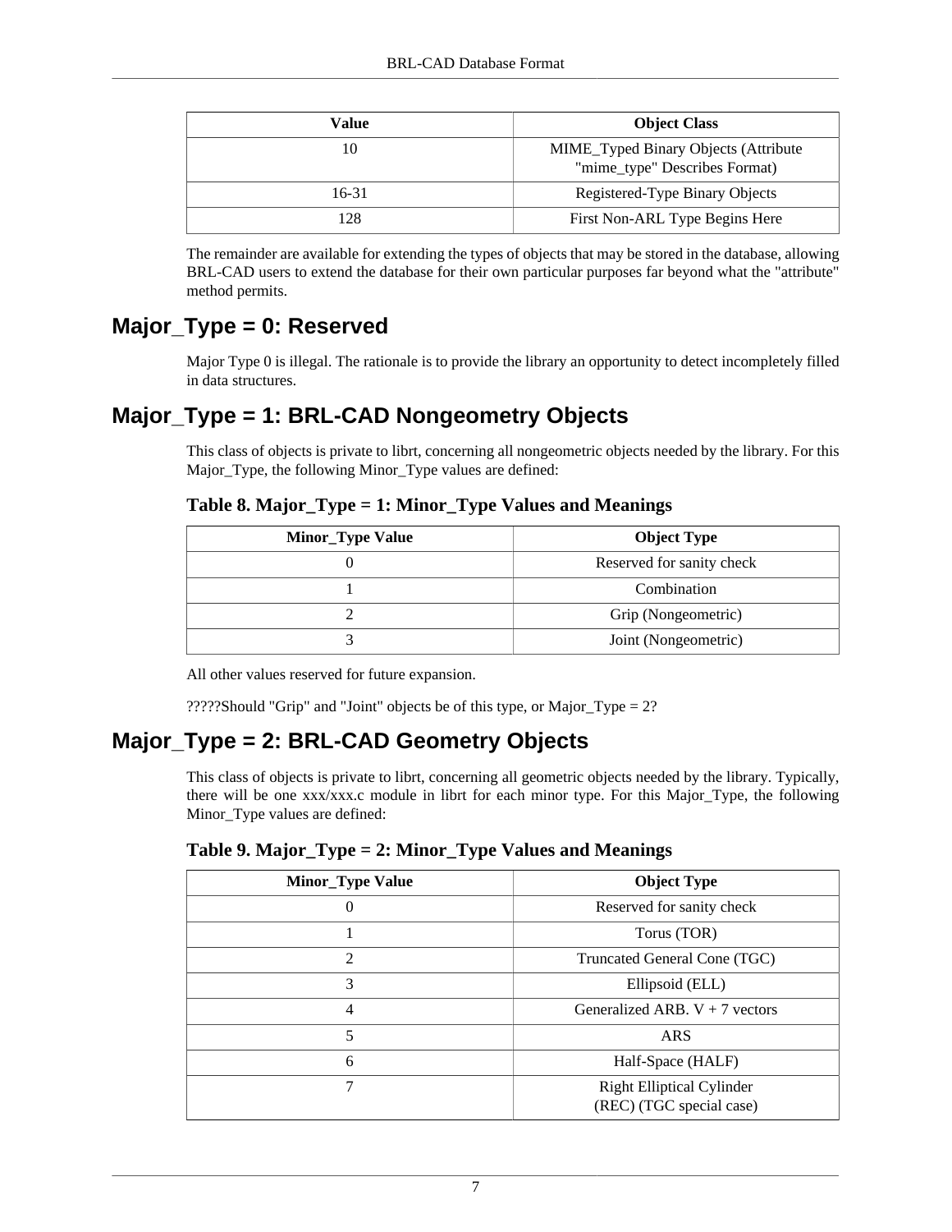| Value | Object Class |
| --- | --- |
| 10 | MIME_Typed Binary Objects (Attribute "mime_type" Describes Format) |
| 16-31 | Registered-Type Binary Objects |
| 128 | First Non-ARL Type Begins Here |

The remainder are available for extending the types of objects that may be stored in the database, allowing BRL-CAD users to extend the database for their own particular purposes far beyond what the "attribute" method permits.

## Major_Type = 0: Reserved

Major Type 0 is illegal. The rationale is to provide the library an opportunity to detect incompletely filled in data structures.

## Major_Type = 1: BRL-CAD Nongeometry Objects

This class of objects is private to librt, concerning all nongeometric objects needed by the library. For this Major_Type, the following Minor_Type values are defined:

**Table 8. Major_Type = 1: Minor_Type Values and Meanings**

| Minor_Type Value | Object Type |
| --- | --- |
| 0 | Reserved for sanity check |
| 1 | Combination |
| 2 | Grip (Nongeometric) |
| 3 | Joint (Nongeometric) |

All other values reserved for future expansion.

?????Should "Grip" and "Joint" objects be of this type, or Major_Type = 2?

## Major_Type = 2: BRL-CAD Geometry Objects

This class of objects is private to librt, concerning all geometric objects needed by the library. Typically, there will be one xxx/xxx.c module in librt for each minor type. For this Major_Type, the following Minor_Type values are defined:

**Table 9. Major_Type = 2: Minor_Type Values and Meanings**

| Minor_Type Value | Object Type |
| --- | --- |
| 0 | Reserved for sanity check |
| 1 | Torus (TOR) |
| 2 | Truncated General Cone (TGC) |
| 3 | Ellipsoid (ELL) |
| 4 | Generalized ARB. V + 7 vectors |
| 5 | ARS |
| 6 | Half-Space (HALF) |
| 7 | Right Elliptical Cylinder (REC) (TGC special case) |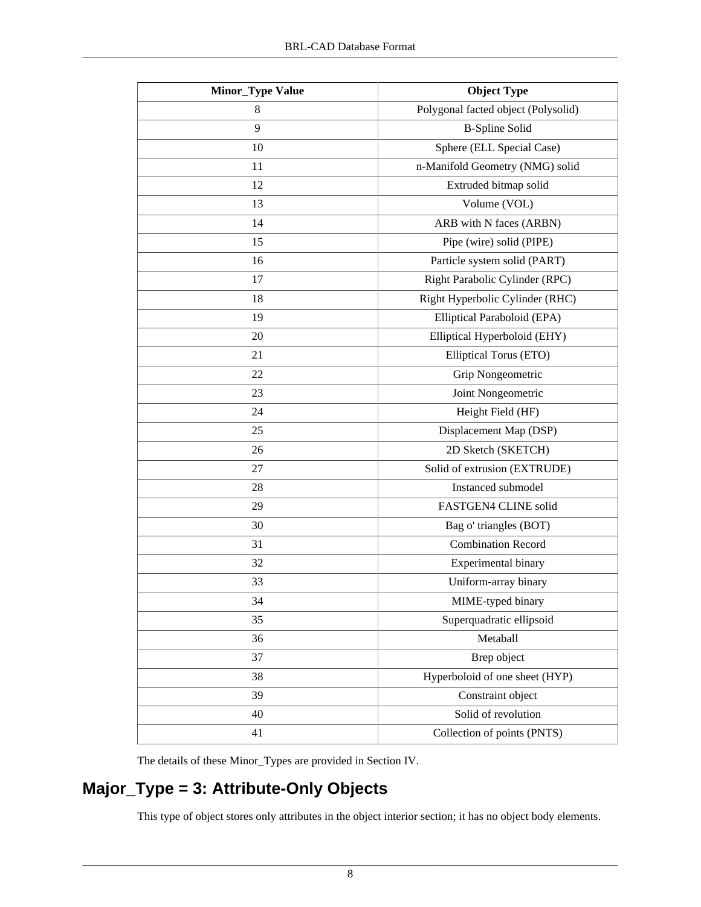| Minor_Type Value | Object Type |
| --- | --- |
| 8 | Polygonal facted object (Polysolid) |
| 9 | B-Spline Solid |
| 10 | Sphere (ELL Special Case) |
| 11 | n-Manifold Geometry (NMG) solid |
| 12 | Extruded bitmap solid |
| 13 | Volume (VOL) |
| 14 | ARB with N faces (ARBN) |
| 15 | Pipe (wire) solid (PIPE) |
| 16 | Particle system solid (PART) |
| 17 | Right Parabolic Cylinder (RPC) |
| 18 | Right Hyperbolic Cylinder (RHC) |
| 19 | Elliptical Paraboloid (EPA) |
| 20 | Elliptical Hyperboloid (EHY) |
| 21 | Elliptical Torus (ETO) |
| 22 | Grip Nongeometric |
| 23 | Joint Nongeometric |
| 24 | Height Field (HF) |
| 25 | Displacement Map (DSP) |
| 26 | 2D Sketch (SKETCH) |
| 27 | Solid of extrusion (EXTRUDE) |
| 28 | Instanced submodel |
| 29 | FASTGEN4 CLINE solid |
| 30 | Bag o' triangles (BOT) |
| 31 | Combination Record |
| 32 | Experimental binary |
| 33 | Uniform-array binary |
| 34 | MIME-typed binary |
| 35 | Superquadratic ellipsoid |
| 36 | Metaball |
| 37 | Brep object |
| 38 | Hyperboloid of one sheet (HYP) |
| 39 | Constraint object |
| 40 | Solid of revolution |
| 41 | Collection of points (PNTS) |

The details of these Minor_Types are provided in Section IV.

## Major_Type = 3: Attribute-Only Objects

This type of object stores only attributes in the object interior section; it has no object body elements.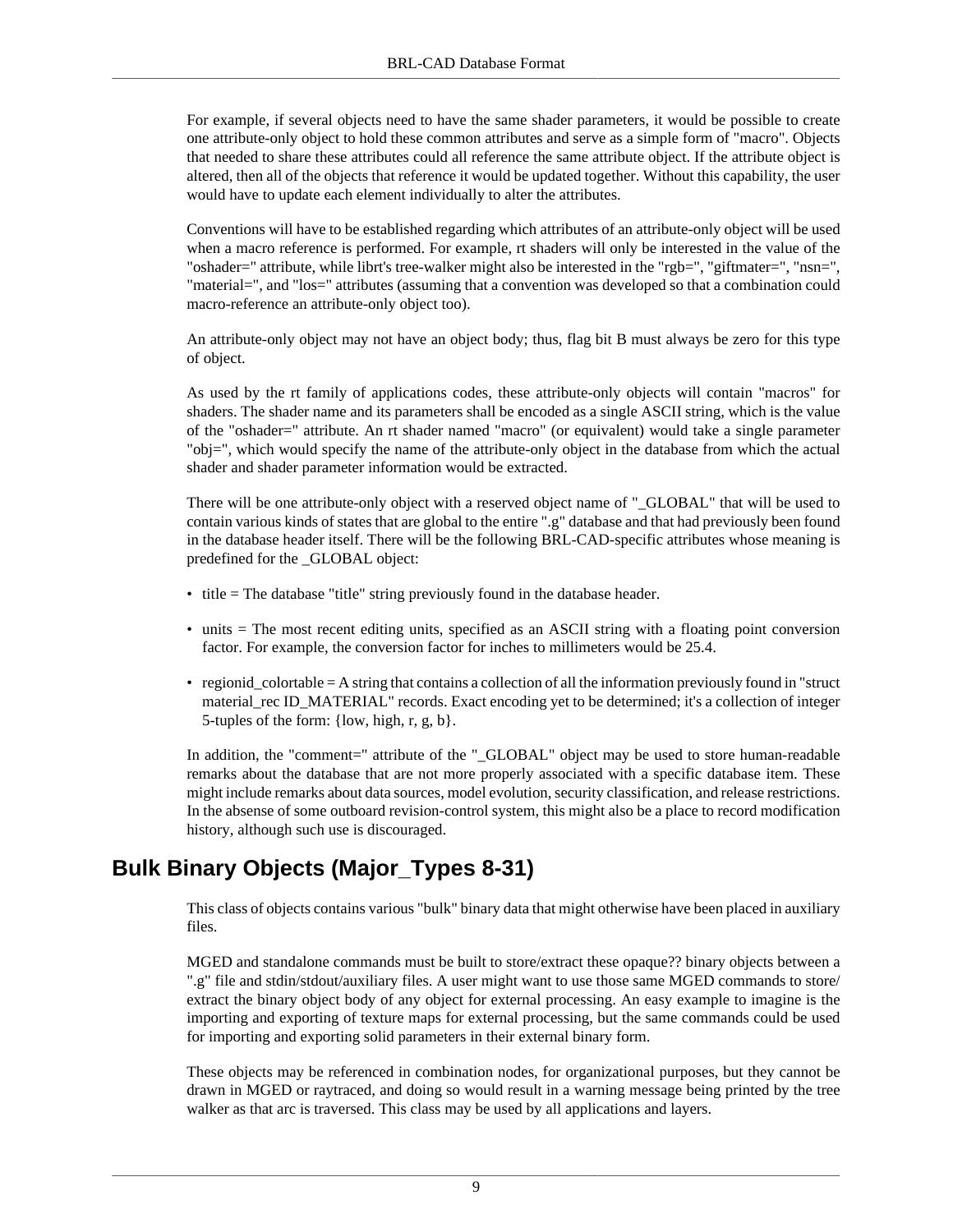For example, if several objects need to have the same shader parameters, it would be possible to create one attribute-only object to hold these common attributes and serve as a simple form of "macro". Objects that needed to share these attributes could all reference the same attribute object. If the attribute object is altered, then all of the objects that reference it would be updated together. Without this capability, the user would have to update each element individually to alter the attributes.

Conventions will have to be established regarding which attributes of an attribute-only object will be used when a macro reference is performed. For example, rt shaders will only be interested in the value of the "oshader=" attribute, while librt's tree-walker might also be interested in the "rgb=", "giftmater=", "nsn=", "material=", and "los=" attributes (assuming that a convention was developed so that a combination could macro-reference an attribute-only object too).

An attribute-only object may not have an object body; thus, flag bit B must always be zero for this type of object.

As used by the rt family of applications codes, these attribute-only objects will contain "macros" for shaders. The shader name and its parameters shall be encoded as a single ASCII string, which is the value of the "oshader=" attribute. An rt shader named "macro" (or equivalent) would take a single parameter "obj=", which would specify the name of the attribute-only object in the database from which the actual shader and shader parameter information would be extracted.

There will be one attribute-only object with a reserved object name of "_GLOBAL" that will be used to contain various kinds of states that are global to the entire ".g" database and that had previously been found in the database header itself. There will be the following BRL-CAD-specific attributes whose meaning is predefined for the _GLOBAL object:

- title = The database "title" string previously found in the database header.
- units = The most recent editing units, specified as an ASCII string with a floating point conversion factor. For example, the conversion factor for inches to millimeters would be 25.4.
- regionid_colortable = A string that contains a collection of all the information previously found in "struct material_rec ID_MATERIAL" records. Exact encoding yet to be determined; it's a collection of integer 5-tuples of the form: {low, high, r, g, b}.

In addition, the "comment=" attribute of the "_GLOBAL" object may be used to store human-readable remarks about the database that are not more properly associated with a specific database item. These might include remarks about data sources, model evolution, security classification, and release restrictions. In the absense of some outboard revision-control system, this might also be a place to record modification history, although such use is discouraged.

## Bulk Binary Objects (Major_Types 8-31)

This class of objects contains various "bulk" binary data that might otherwise have been placed in auxiliary files.

MGED and standalone commands must be built to store/extract these opaque?? binary objects between a ".g" file and stdin/stdout/auxiliary files. A user might want to use those same MGED commands to store/extract the binary object body of any object for external processing. An easy example to imagine is the importing and exporting of texture maps for external processing, but the same commands could be used for importing and exporting solid parameters in their external binary form.

These objects may be referenced in combination nodes, for organizational purposes, but they cannot be drawn in MGED or raytraced, and doing so would result in a warning message being printed by the tree walker as that arc is traversed. This class may be used by all applications and layers.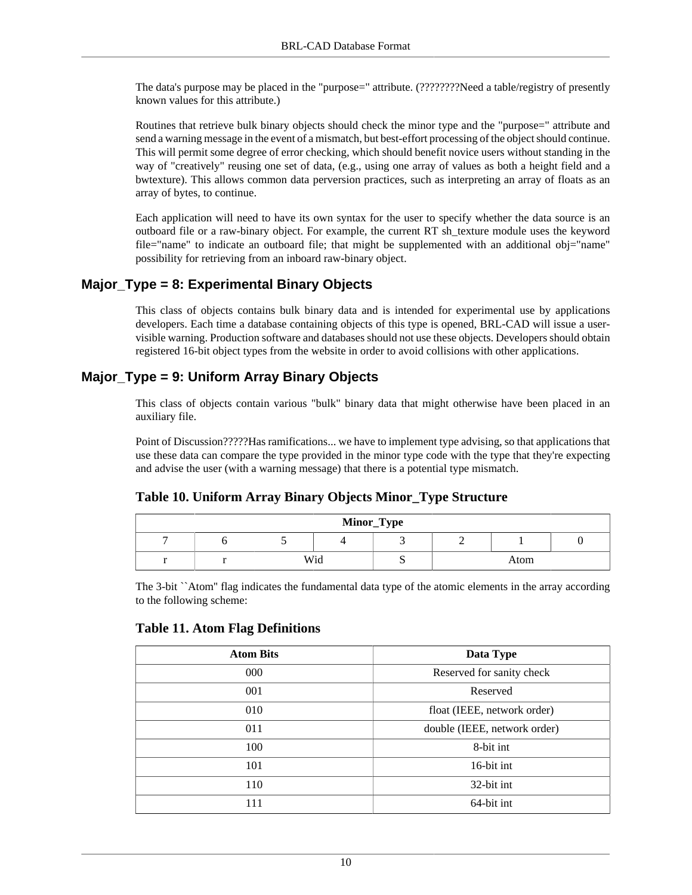The data's purpose may be placed in the "purpose=" attribute. (????????Need a table/registry of presently known values for this attribute.)

Routines that retrieve bulk binary objects should check the minor type and the "purpose=" attribute and send a warning message in the event of a mismatch, but best-effort processing of the object should continue. This will permit some degree of error checking, which should benefit novice users without standing in the way of "creatively" reusing one set of data, (e.g., using one array of values as both a height field and a bwtexture). This allows common data perversion practices, such as interpreting an array of floats as an array of bytes, to continue.

Each application will need to have its own syntax for the user to specify whether the data source is an outboard file or a raw-binary object. For example, the current RT sh_texture module uses the keyword file="name" to indicate an outboard file; that might be supplemented with an additional obj="name" possibility for retrieving from an inboard raw-binary object.

## Major_Type = 8: Experimental Binary Objects

This class of objects contains bulk binary data and is intended for experimental use by applications developers. Each time a database containing objects of this type is opened, BRL-CAD will issue a user-visible warning. Production software and databases should not use these objects. Developers should obtain registered 16-bit object types from the website in order to avoid collisions with other applications.

## Major_Type = 9: Uniform Array Binary Objects

This class of objects contain various "bulk" binary data that might otherwise have been placed in an auxiliary file.

Point of Discussion?????Has ramifications... we have to implement type advising, so that applications that use these data can compare the type provided in the minor type code with the type that they're expecting and advise the user (with a warning message) that there is a potential type mismatch.

### Table 10. Uniform Array Binary Objects Minor_Type Structure

| Minor_Type | | | | | | | |
|---|---|---|---|---|---|---|---|
| 7 | 6 | 5 | 4 | 3 | 2 | 1 | 0 |
| r | r | Wid | | S | Atom | | |

The 3-bit ``Atom'' flag indicates the fundamental data type of the atomic elements in the array according to the following scheme:

### Table 11. Atom Flag Definitions

| Atom Bits | Data Type |
|---|---|
| 000 | Reserved for sanity check |
| 001 | Reserved |
| 010 | float (IEEE, network order) |
| 011 | double (IEEE, network order) |
| 100 | 8-bit int |
| 101 | 16-bit int |
| 110 | 32-bit int |
| 111 | 64-bit int |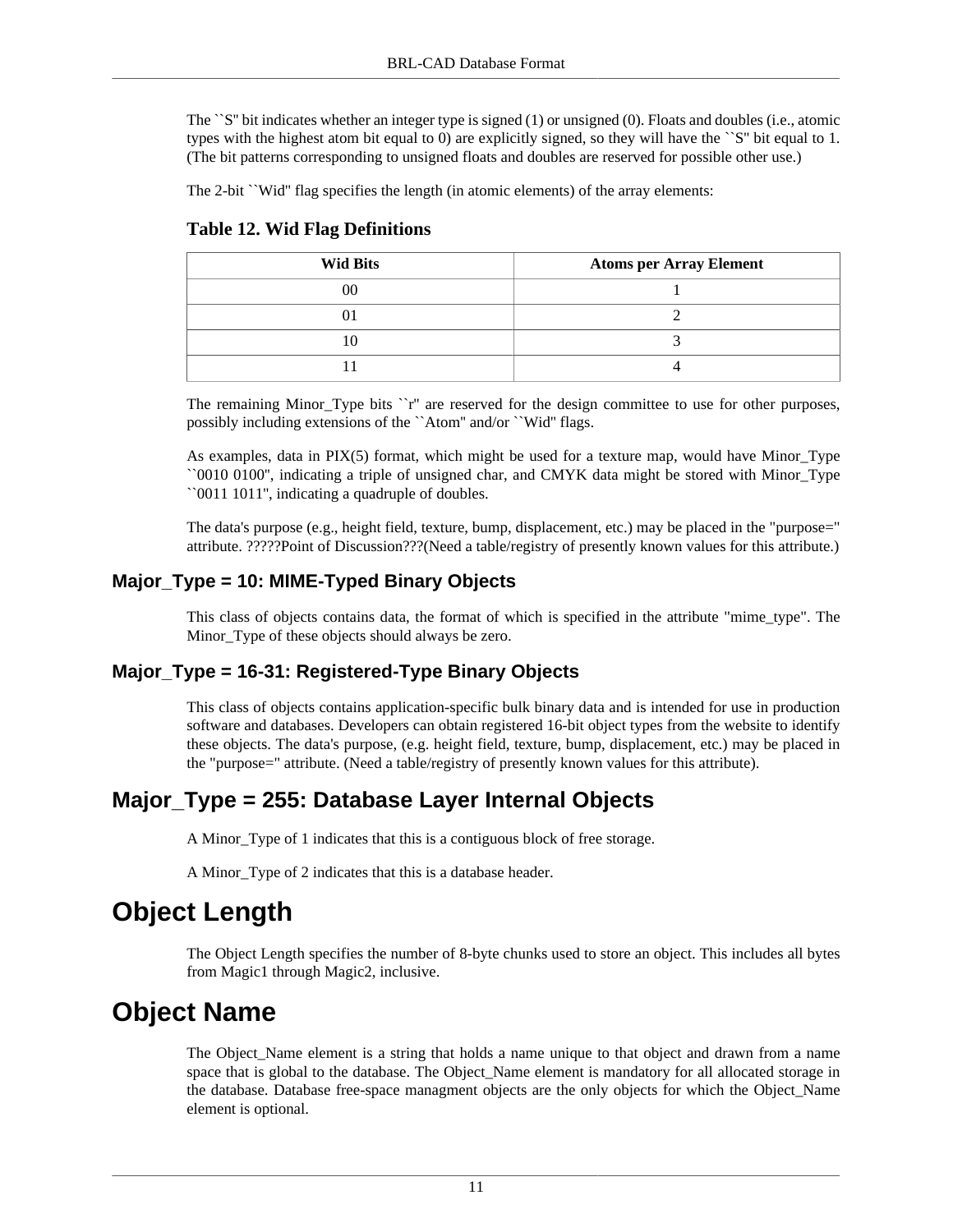The ``S'' bit indicates whether an integer type is signed (1) or unsigned (0). Floats and doubles (i.e., atomic types with the highest atom bit equal to 0) are explicitly signed, so they will have the ``S'' bit equal to 1. (The bit patterns corresponding to unsigned floats and doubles are reserved for possible other use.)

The 2-bit ``Wid'' flag specifies the length (in atomic elements) of the array elements:

**Table 12. Wid Flag Definitions**

| Wid Bits | Atoms per Array Element |
|---|---|
| 00 | 1 |
| 01 | 2 |
| 10 | 3 |
| 11 | 4 |

The remaining Minor_Type bits ``r'' are reserved for the design committee to use for other purposes, possibly including extensions of the ``Atom'' and/or ``Wid'' flags.

As examples, data in PIX(5) format, which might be used for a texture map, would have Minor_Type ``0010 0100'', indicating a triple of unsigned char, and CMYK data might be stored with Minor_Type ``0011 1011'', indicating a quadruple of doubles.

The data's purpose (e.g., height field, texture, bump, displacement, etc.) may be placed in the "purpose=" attribute. ?????Point of Discussion???(Need a table/registry of presently known values for this attribute.)

### Major_Type = 10: MIME-Typed Binary Objects

This class of objects contains data, the format of which is specified in the attribute "mime_type". The Minor_Type of these objects should always be zero.

### Major_Type = 16-31: Registered-Type Binary Objects

This class of objects contains application-specific bulk binary data and is intended for use in production software and databases. Developers can obtain registered 16-bit object types from the website to identify these objects. The data's purpose, (e.g. height field, texture, bump, displacement, etc.) may be placed in the "purpose=" attribute. (Need a table/registry of presently known values for this attribute).

## Major_Type = 255: Database Layer Internal Objects

A Minor_Type of 1 indicates that this is a contiguous block of free storage.

A Minor_Type of 2 indicates that this is a database header.

# Object Length

The Object Length specifies the number of 8-byte chunks used to store an object. This includes all bytes from Magic1 through Magic2, inclusive.

# Object Name

The Object_Name element is a string that holds a name unique to that object and drawn from a name space that is global to the database. The Object_Name element is mandatory for all allocated storage in the database. Database free-space managment objects are the only objects for which the Object_Name element is optional.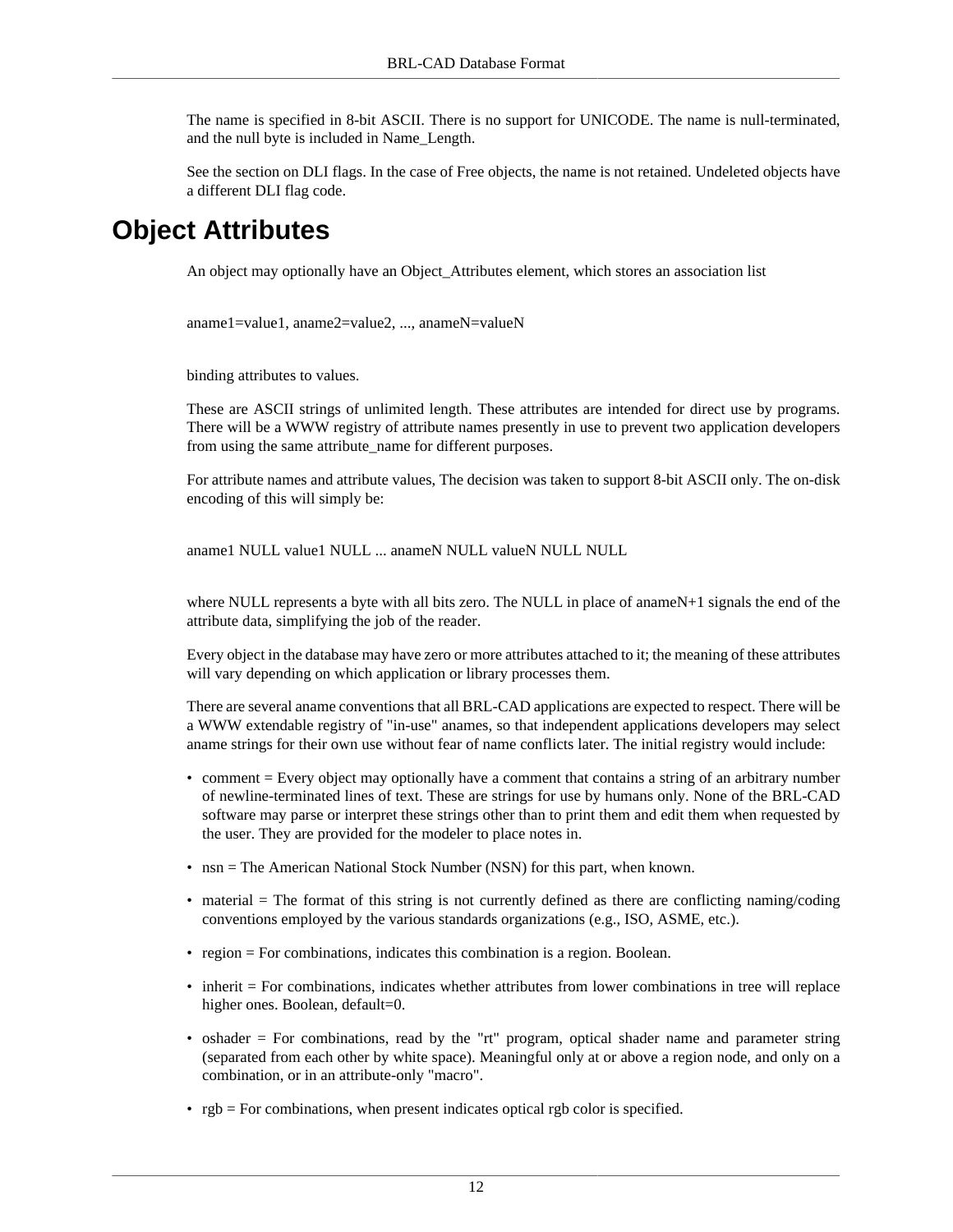The name is specified in 8-bit ASCII. There is no support for UNICODE. The name is null-terminated, and the null byte is included in Name_Length.

See the section on DLI flags. In the case of Free objects, the name is not retained. Undeleted objects have a different DLI flag code.

# Object Attributes

An object may optionally have an Object_Attributes element, which stores an association list

```
aname1=value1, aname2=value2, ..., anameN=valueN
```

binding attributes to values.

These are ASCII strings of unlimited length. These attributes are intended for direct use by programs. There will be a WWW registry of attribute names presently in use to prevent two application developers from using the same attribute_name for different purposes.

For attribute names and attribute values, The decision was taken to support 8-bit ASCII only. The on-disk encoding of this will simply be:

```
aname1 NULL value1 NULL ... anameN NULL valueN NULL NULL
```

where NULL represents a byte with all bits zero. The NULL in place of anameN+1 signals the end of the attribute data, simplifying the job of the reader.

Every object in the database may have zero or more attributes attached to it; the meaning of these attributes will vary depending on which application or library processes them.

There are several aname conventions that all BRL-CAD applications are expected to respect. There will be a WWW extendable registry of "in-use" anames, so that independent applications developers may select aname strings for their own use without fear of name conflicts later. The initial registry would include:

- comment = Every object may optionally have a comment that contains a string of an arbitrary number of newline-terminated lines of text. These are strings for use by humans only. None of the BRL-CAD software may parse or interpret these strings other than to print them and edit them when requested by the user. They are provided for the modeler to place notes in.
- nsn = The American National Stock Number (NSN) for this part, when known.
- material = The format of this string is not currently defined as there are conflicting naming/coding conventions employed by the various standards organizations (e.g., ISO, ASME, etc.).
- region = For combinations, indicates this combination is a region. Boolean.
- inherit = For combinations, indicates whether attributes from lower combinations in tree will replace higher ones. Boolean, default=0.
- oshader = For combinations, read by the "rt" program, optical shader name and parameter string (separated from each other by white space). Meaningful only at or above a region node, and only on a combination, or in an attribute-only "macro".
- rgb = For combinations, when present indicates optical rgb color is specified.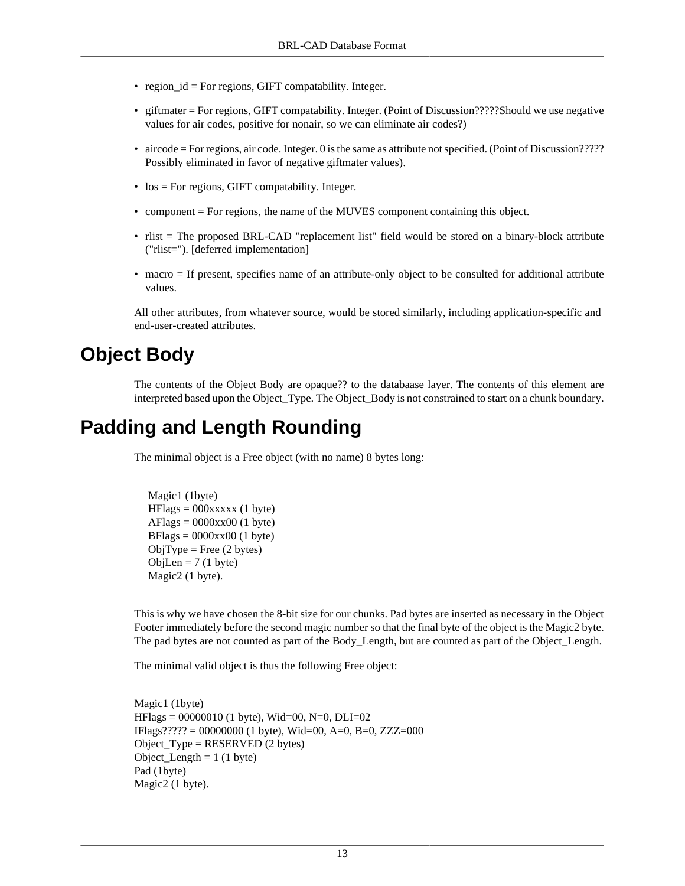- region_id = For regions, GIFT compatability. Integer.
- giftmater = For regions, GIFT compatability. Integer. (Point of Discussion?????Should we use negative values for air codes, positive for nonair, so we can eliminate air codes?)
- aircode = For regions, air code. Integer. 0 is the same as attribute not specified. (Point of Discussion????? Possibly eliminated in favor of negative giftmater values).
- los = For regions, GIFT compatability. Integer.
- component = For regions, the name of the MUVES component containing this object.
- rlist = The proposed BRL-CAD "replacement list" field would be stored on a binary-block attribute ("rlist="). [deferred implementation]
- macro = If present, specifies name of an attribute-only object to be consulted for additional attribute values.

All other attributes, from whatever source, would be stored similarly, including application-specific and end-user-created attributes.

# Object Body

The contents of the Object Body are opaque?? to the databaase layer. The contents of this element are interpreted based upon the Object_Type. The Object_Body is not constrained to start on a chunk boundary.

# Padding and Length Rounding

The minimal object is a Free object (with no name) 8 bytes long:

```
Magic1 (1byte)
HFlags = 000xxxxx (1 byte)
AFlags = 0000xx00 (1 byte)
BFlags = 0000xx00 (1 byte)
ObjType = Free (2 bytes)
ObjLen = 7 (1 byte)
Magic2 (1 byte).
```

This is why we have chosen the 8-bit size for our chunks. Pad bytes are inserted as necessary in the Object Footer immediately before the second magic number so that the final byte of the object is the Magic2 byte. The pad bytes are not counted as part of the Body_Length, but are counted as part of the Object_Length.

The minimal valid object is thus the following Free object:

```
Magic1 (1byte)
HFlags = 00000010 (1 byte), Wid=00, N=0, DLI=02
IFlags????? = 00000000 (1 byte), Wid=00, A=0, B=0, ZZZ=000
Object_Type = RESERVED (2 bytes)
Object_Length = 1 (1 byte)
Pad (1byte)
Magic2 (1 byte).
```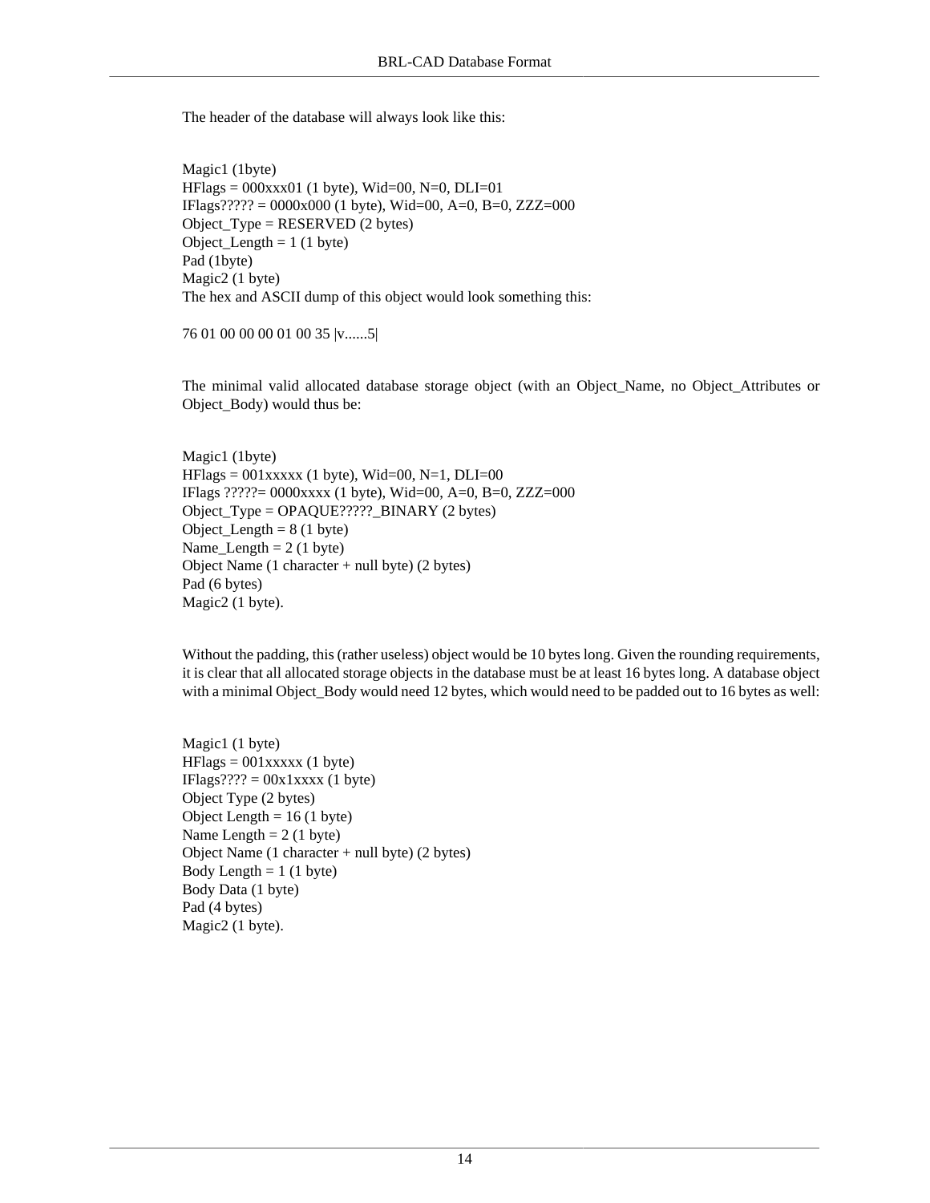The header of the database will always look like this:

Magic1 (1byte)
HFlags = 000xxx01 (1 byte), Wid=00, N=0, DLI=01
IFlags????? = 0000x000 (1 byte), Wid=00, A=0, B=0, ZZZ=000
Object_Type = RESERVED (2 bytes)
Object_Length = 1 (1 byte)
Pad (1byte)
Magic2 (1 byte)
The hex and ASCII dump of this object would look something this:

76 01 00 00 00 01 00 35 |v......5|

The minimal valid allocated database storage object (with an Object_Name, no Object_Attributes or Object_Body) would thus be:

Magic1 (1byte)
HFlags = 001xxxxx (1 byte), Wid=00, N=1, DLI=00
IFlags ?????= 0000xxxx (1 byte), Wid=00, A=0, B=0, ZZZ=000
Object_Type = OPAQUE?????_BINARY (2 bytes)
Object_Length = 8 (1 byte)
Name_Length = 2 (1 byte)
Object Name (1 character + null byte) (2 bytes)
Pad (6 bytes)
Magic2 (1 byte).

Without the padding, this (rather useless) object would be 10 bytes long. Given the rounding requirements, it is clear that all allocated storage objects in the database must be at least 16 bytes long. A database object with a minimal Object_Body would need 12 bytes, which would need to be padded out to 16 bytes as well:

Magic1 (1 byte)
HFlags = 001xxxxx (1 byte)
IFlags???? = 00x1xxxx (1 byte)
Object Type (2 bytes)
Object Length = 16 (1 byte)
Name Length = 2 (1 byte)
Object Name (1 character + null byte) (2 bytes)
Body Length = 1 (1 byte)
Body Data (1 byte)
Pad (4 bytes)
Magic2 (1 byte).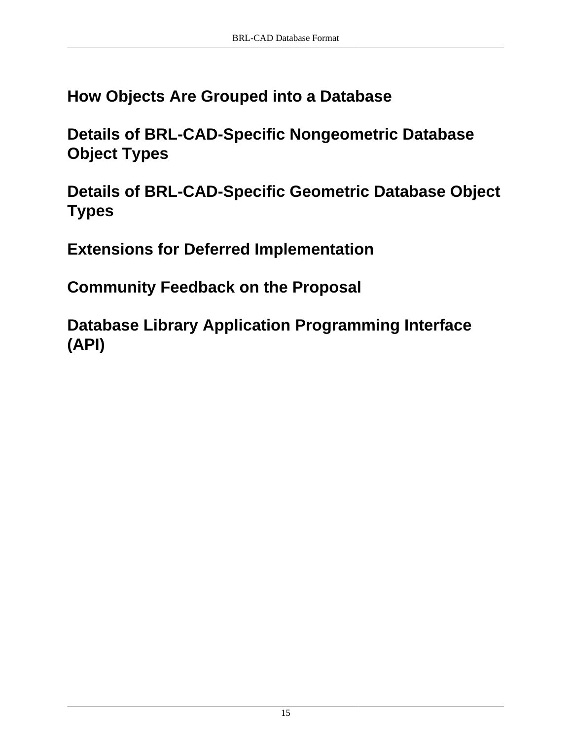## How Objects Are Grouped into a Database

## Details of BRL-CAD-Specific Nongeometric Database Object Types

## Details of BRL-CAD-Specific Geometric Database Object Types

## Extensions for Deferred Implementation

## Community Feedback on the Proposal

## Database Library Application Programming Interface (API)